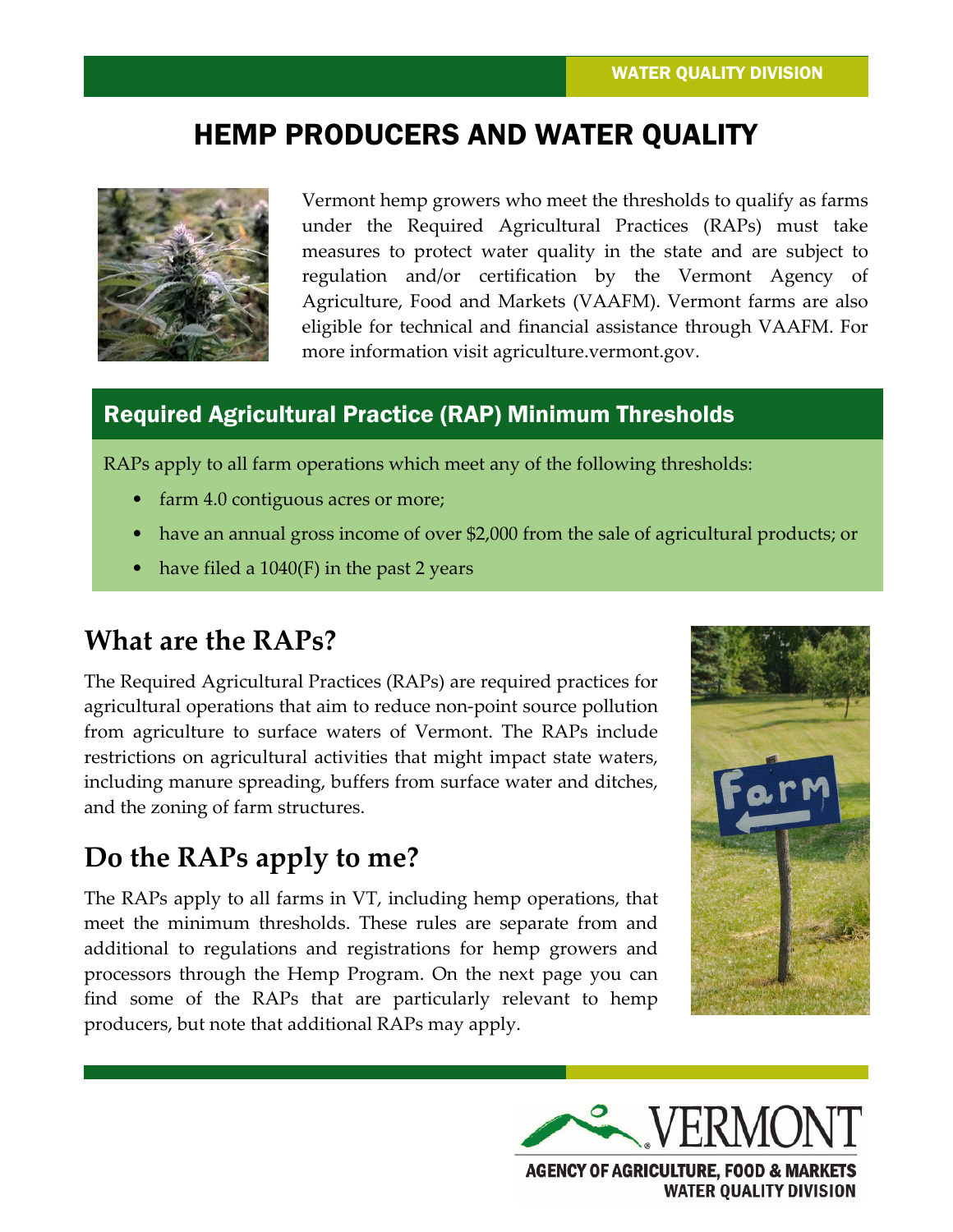WATER QUALITY DIVISION

# HEMP PRODUCERS AND WATER QUALITY

Vermont hemp growers who meet the thresholds to qualify as farms under the Required Agricultural Practices (RAPs) must take measures to protect water quality in the state and are subject to regulation and/or certification by the Vermont Agency of Agriculture, Food and Markets (VAAFM). Vermont farms are also eligible for technical and financial assistance through VAAFM. For more information visit agriculture.vermont.gov.

## Required Agricultural Practice (RAP) Minimum Thresholds

RAPs apply to all farm operations which meet any of the following thresholds:

- farm 4.0 contiguous acres or more;
- have an annual gross income of over $2,000 from the sale of agricultural products; or
- have filed a 1040(F) in the past 2 years

## What are the RAPs?

The Required Agricultural Practices (RAPs) are required practices for agricultural operations that aim to reduce non-point source pollution from agriculture to surface waters of Vermont. The RAPs include restrictions on agricultural activities that might impact state waters, including manure spreading, buffers from surface water and ditches, and the zoning of farm structures.

## Do the RAPs apply to me?

The RAPs apply to all farms in VT, including hemp operations, that meet the minimum thresholds. These rules are separate from and additional to regulations and registrations for hemp growers and processors through the Hemp Program. On the next page you can find some of the RAPs that are particularly relevant to hemp producers, but note that additional RAPs may apply.

VERMONT
AGENCY OF AGRICULTURE, FOOD & MARKETS
WATER QUALITY DIVISION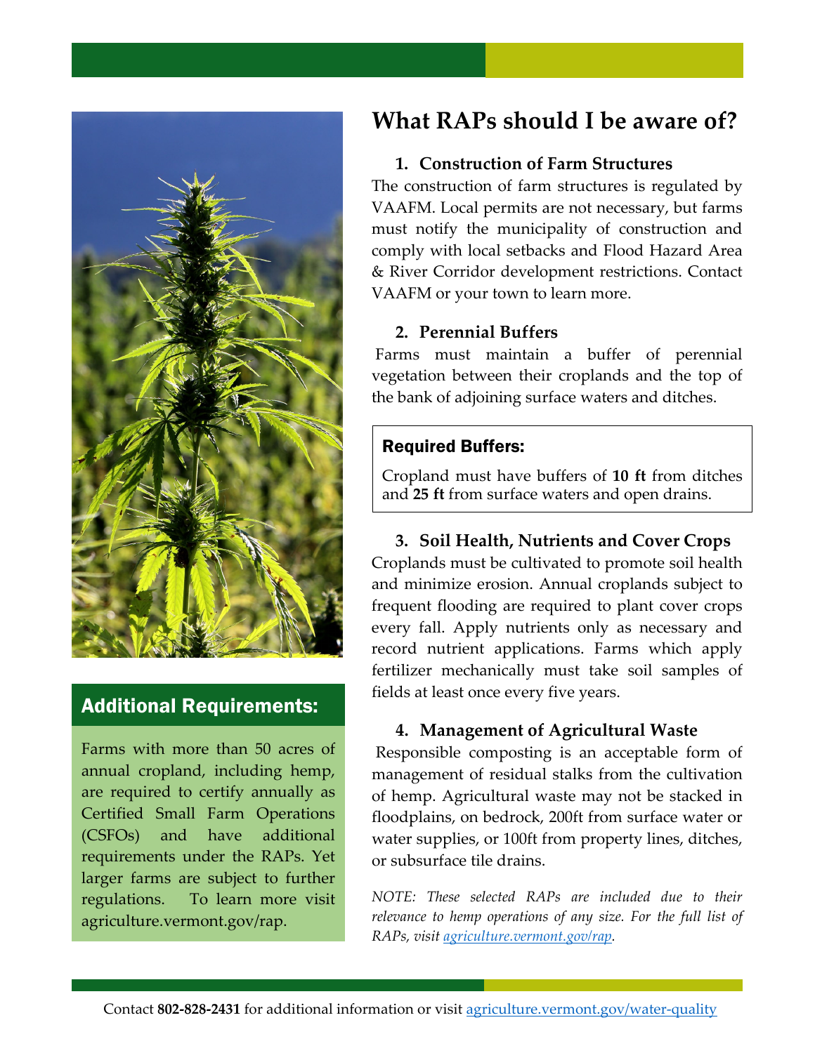## Additional Requirements:

Farms with more than 50 acres of annual cropland, including hemp, are required to certify annually as Certified Small Farm Operations (CSFOs) and have additional requirements under the RAPs. Yet larger farms are subject to further regulations. To learn more visit agriculture.vermont.gov/rap.

# What RAPs should I be aware of?

### 1. Construction of Farm Structures

The construction of farm structures is regulated by VAAFM. Local permits are not necessary, but farms must notify the municipality of construction and comply with local setbacks and Flood Hazard Area & River Corridor development restrictions. Contact VAAFM or your town to learn more.

### 2. Perennial Buffers

Farms must maintain a buffer of perennial vegetation between their croplands and the top of the bank of adjoining surface waters and ditches.

**Required Buffers:**

Cropland must have buffers of **10 ft** from ditches and **25 ft** from surface waters and open drains.

### 3. Soil Health, Nutrients and Cover Crops

Croplands must be cultivated to promote soil health and minimize erosion. Annual croplands subject to frequent flooding are required to plant cover crops every fall. Apply nutrients only as necessary and record nutrient applications. Farms which apply fertilizer mechanically must take soil samples of fields at least once every five years.

### 4. Management of Agricultural Waste

Responsible composting is an acceptable form of management of residual stalks from the cultivation of hemp. Agricultural waste may not be stacked in floodplains, on bedrock, 200ft from surface water or water supplies, or 100ft from property lines, ditches, or subsurface tile drains.

*NOTE: These selected RAPs are included due to their relevance to hemp operations of any size. For the full list of RAPs, visit [agriculture.vermont.gov/rap](agriculture.vermont.gov/rap).*

Contact **802-828-2431** for additional information or visit [agriculture.vermont.gov/water-quality](agriculture.vermont.gov/water-quality)